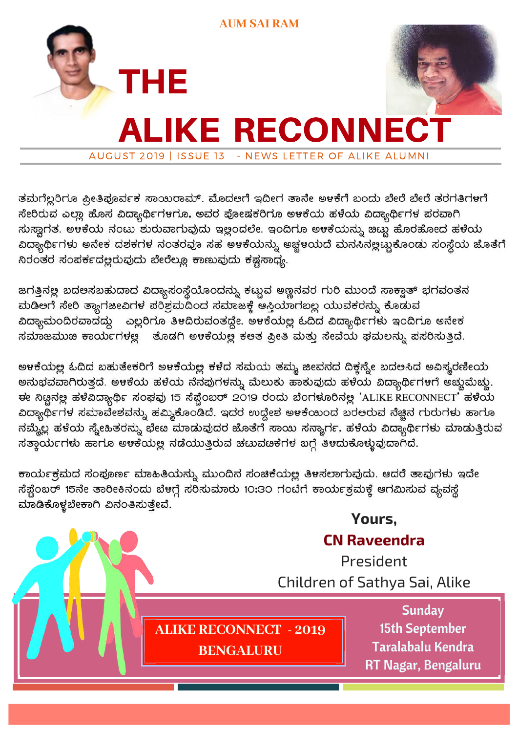AUM SAI RAM

# THE ALIKE RECONNECT

AUGUST 2019 | ISSUE 13 - NEWS LETTER OF ALIKE ALUMNI

ತಮಗೆಲ್ಲರಿಗೂ ಪ್ರೀತಿಪೂರ್ವಕ ಸಾಯಿರಾಮ್. ಮೊದಲಿಗೆ ಇದೀಗ ತಾನೇ ಅಳಿಕೆಗೆ ಬಂದು ಬೇರೆ ಬೇರೆ ತರಗತಿಗಳಿಗೆ ಸೇರಿರುವ ಎಲ್ಲಾ ಹೊಸ ವಿದ್ಯಾರ್ಥಿಗಳಿಗೂ, ಅವರ ಪೋಷಕರಿಗೂ ಅಳಿಕೆಯ ಹಳೆಯ ವಿದ್ಯಾರ್ಥಿಗಳ ಪರವಾಗಿ ಸುಸ್ವಾಗತ. ಅಳಿಕೆಯ ನಂಟು ಶುರುವಾಗುವುದು ಇಲ್ಲಿಂದಲೇ. ಇಂದಿಗೂ ಅಳಿಕೆಯನ್ನು ಬಿಟ್ಟು ಹೊರಹೋದ ಹಳೆಯ ವಿದ್ಯಾರ್ಥಿಗಳು ಅನೇಕ ದಶಕಗಳ ನಂತರವೂ ಸಹ ಅಳಿಕೆಯನ್ನು ಅಚ್ಚಳಿಯದೆ ಮನಸಿನಲ್ಲಿಟ್ಟುಕೊಂಡು ಸಂಸ್ಥೆಯ ಜೊತೆಗೆ ನಿರಂತರ ಸಂಪರ್ಕದಲ್ಲಿರುವುದು ಬೇರೆಲ್ಲೂ ಕಾಣುವುದು ಕಷ್ಟಸಾಧ್ಯ.

ಜಗತ್ತಿನಲ್ಲಿ ಬದಲಿಸಬಹುದಾದ ವಿದ್ಯಾಸಂಸ್ಥೆಯೊಂದನ್ನು ಕಟ್ಟುವ ಅಣ್ಣನವರ ಗುರಿ ಮುಂದೆ ಸಾಕ್ಷಾತ್ ಭಗವಂತನ ಮಡಿಲಿಗೆ ಸೇರಿ ತ್ಯಾಗಜೀವಿಗಳ ಪರಿಶ್ರಮದಿಂದ ಸಮಾಜಕ್ಕೆ ಆಸ್ತಿಯಾಗಬಲ್ಲ ಯುವಕರನ್ನು ಕೊಡುವ ವಿದ್ಯಾಮಂದಿರವಾದದ್ದು ಎಲ್ಲರಿಗೂ ತಿಳಿದಿರುವಂತದ್ದೇ. ಅಳಿಕೆಯಲ್ಲಿ ಓದಿದ ವಿದ್ಯಾರ್ಥಿಗಳು ಇಂದಿಗೂ ಅನೇಕ ಸಮಾಜಮುಖಿ ಕಾರ್ಯಗಳಲ್ಲಿ ತೊಡಗಿ ಅಳಿಕೆಯಲ್ಲಿ ಕಲಿತ ಪ್ರೀತಿ ಮತ್ತು ಸೇವೆಯ ಘಮಲನ್ನು ಪಸರಿಸುತ್ತಿದೆ.

ಅಳಿಕೆಯಲ್ಲಿ ಓದಿದ ಬಹುತೇಕರಿಗೆ ಅಳಿಕೆಯಲ್ಲಿ ಕಳೆದ ಸಮಯ ತಮ್ಮ ಜೀವನದ ದಿಕ್ಕನ್ನೇ ಬದಲಿಸಿದ ಅವಿಸ್ಮರಣೀಯ ಅನುಭವವಾಗಿರುತ್ತದೆ. ಅಳಿಕೆಯ ಹಳೆಯ ನೆನಪುಗಳನ್ನು ಮೆಲುಕು ಹಾಕುವುದು ಹಳೆಯ ವಿದ್ಯಾರ್ಥಿಗಳಿಗೆ ಅಚ್ಚುಮೆಚ್ಚು. ಈ ನಿಟ್ಟಿನಲ್ಲಿ ಹಳೆವಿದ್ಯಾರ್ಥಿ ಸಂಘವು 15 ಸೆಪ್ಟೆಂಬರ್ 2019 ರಂದು ಬೆಂಗಳೂರಿನಲ್ಲಿ 'ALIKE RECONNECT' ಹಳೆಯ ವಿದ್ಯಾರ್ಥಿಗಳ ಸಮಾವೇಶವನ್ನು ಹಮ್ಮಿಕೊಂಡಿದೆ. ಇದರ ಉದ್ದೇಶ ಅಳಿಕೆಯಿಂದ ಬರಲಿರುವ ನೆಚ್ಚಿನ ಗುರುಗಳು ಹಾಗೂ ನಮ್ಮೆಲ್ಲ ಹಳೆಯ ಸ್ನೇಹಿತರನ್ನು ಭೇಟಿ ಮಾಡುವುದರ ಜೊತೆಗೆ ಸಾಯಿ ಸನ್ಮಾರ್ಗ, ಹಳೆಯ ವಿದ್ಯಾರ್ಥಿಗಳು ಮಾಡುತ್ತಿರುವ ಸತ್ಕಾರ್ಯಗಳು ಹಾಗೂ ಅಳಿಕೆಯಲ್ಲಿ ನಡೆಯುತ್ತಿರುವ ಚಟುವಟಿಕೆಗಳ ಬಗ್ಗೆ ತಿಳಿದುಕೊಳ್ಳುವುದಾಗಿದೆ.

ಕಾರ್ಯಕ್ರಮದ ಸಂಪೂರ್ಣ ಮಾಹಿತಿಯನ್ನು ಮುಂದಿನ ಸಂಚಿಕೆಯಲ್ಲಿ ತಿಳಿಸಲಾಗುವುದು. ಆದರೆ ತಾವುಗಳು ಇದೇ ಸೆಪ್ಟೆಂಬರ್ 15ನೇ ತಾರೀಕಿನಂದು ಬೆಳಗ್ಗೆ ಸರಿಸುಮಾರು 10:30 ಗಂಟೆಗೆ ಕಾರ್ಯಕ್ರಮಕ್ಕೆ ಆಗಮಿಸುವ ವ್ಯವಸ್ಥೆ ಮಾಡಿಕೊಳ್ಳಬೇಕಾಗಿ ವಿನಂತಿಸುತ್ತೇವೆ.

**Yours,**

**CN Raveendra**

President

Children of Sathya Sai, Alike

**ALIKE RECONNECT - 2019**
**BENGALURU**

**Sunday**
**15th September**
**Taralabalu Kendra**
**RT Nagar, Bengaluru**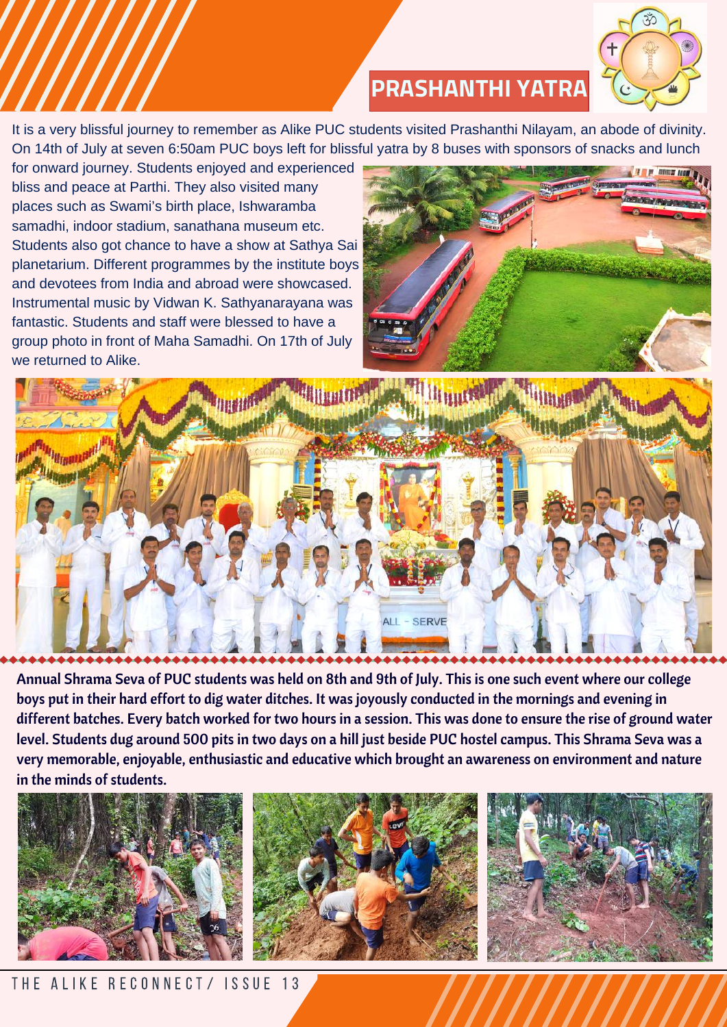# PRASHANTHI YATRA

It is a very blissful journey to remember as Alike PUC students visited Prashanthi Nilayam, an abode of divinity. On 14th of July at seven 6:50am PUC boys left for blissful yatra by 8 buses with sponsors of snacks and lunch for onward journey. Students enjoyed and experienced bliss and peace at Parthi. They also visited many places such as Swami's birth place, Ishwaramba samadhi, indoor stadium, sanathana museum etc. Students also got chance to have a show at Sathya Sai planetarium. Different programmes by the institute boys and devotees from India and abroad were showcased. Instrumental music by Vidwan K. Sathyanarayana was fantastic. Students and staff were blessed to have a group photo in front of Maha Samadhi. On 17th of July we returned to Alike.

**Annual Shrama Seva of PUC students was held on 8th and 9th of July. This is one such event where our college boys put in their hard effort to dig water ditches. It was joyously conducted in the mornings and evening in different batches. Every batch worked for two hours in a session. This was done to ensure the rise of ground water level. Students dug around 500 pits in two days on a hill just beside PUC hostel campus. This Shrama Seva was a very memorable, enjoyable, enthusiastic and educative which brought an awareness on environment and nature in the minds of students.**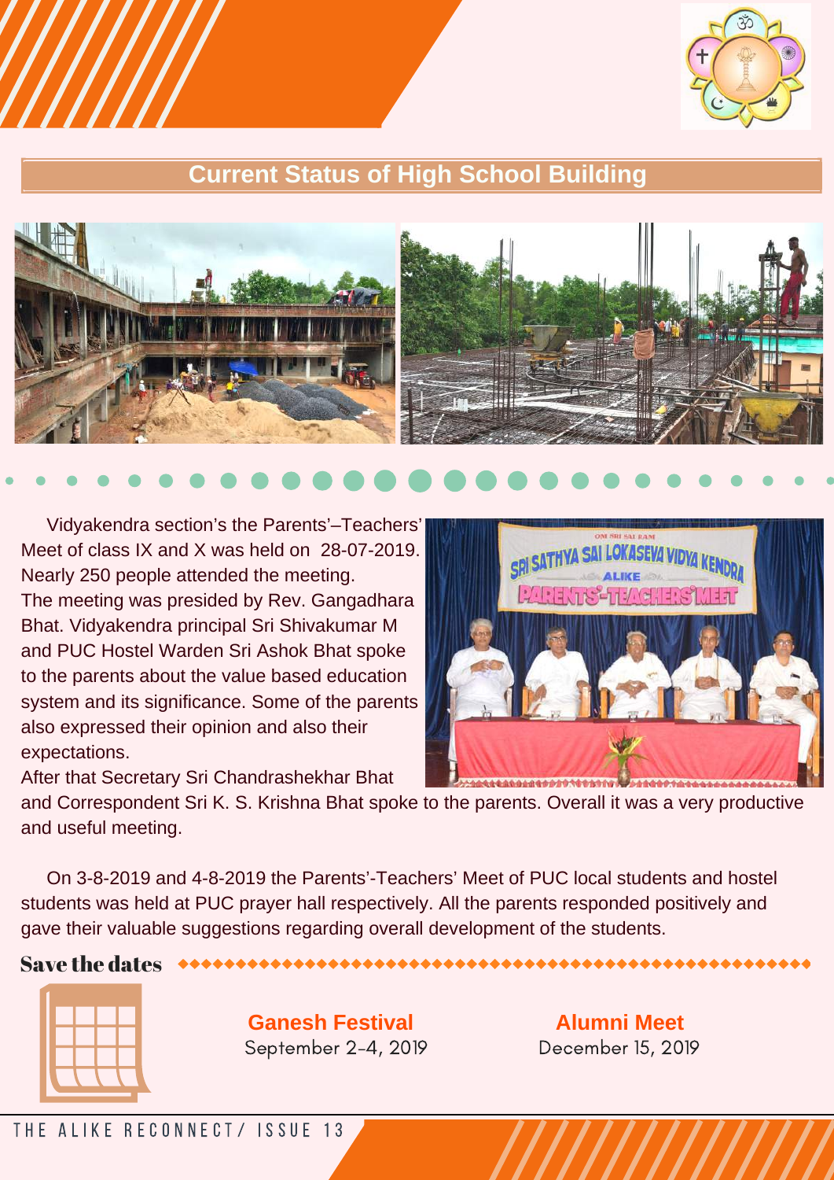## Current Status of High School Building

Vidyakendra section's the Parents'–Teachers' Meet of class IX and X was held on 28-07-2019. Nearly 250 people attended the meeting. The meeting was presided by Rev. Gangadhara Bhat. Vidyakendra principal Sri Shivakumar M and PUC Hostel Warden Sri Ashok Bhat spoke to the parents about the value based education system and its significance. Some of the parents also expressed their opinion and also their expectations.
After that Secretary Sri Chandrashekhar Bhat and Correspondent Sri K. S. Krishna Bhat spoke to the parents. Overall it was a very productive and useful meeting.

On 3-8-2019 and 4-8-2019 the Parents'-Teachers' Meet of PUC local students and hostel students was held at PUC prayer hall respectively. All the parents responded positively and gave their valuable suggestions regarding overall development of the students.

### Save the dates

**Ganesh Festival**
September 2-4, 2019

**Alumni Meet**
December 15, 2019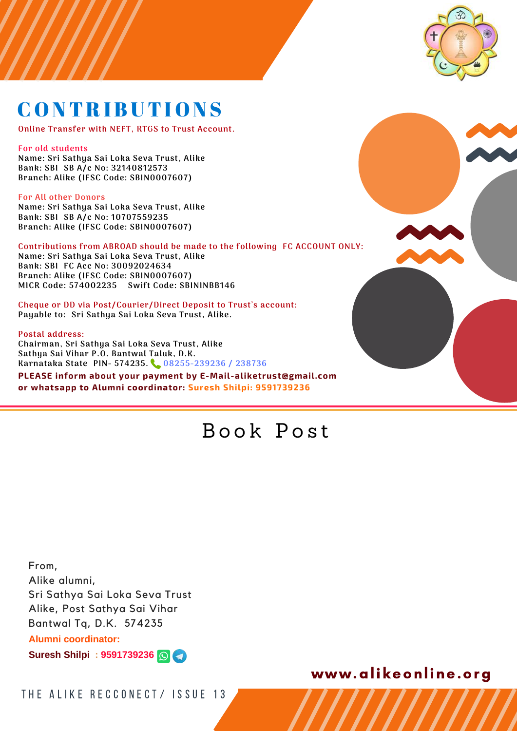# CONTRIBUTIONS

**Online Transfer with NEFT, RTGS to Trust Account.**

**For old students**
Name: Sri Sathya Sai Loka Seva Trust, Alike
Bank: SBI SB A/c No: 32140812573
Branch: Alike (IFSC Code: SBIN0007607)

**For All other Donors**
Name: Sri Sathya Sai Loka Seva Trust, Alike
Bank: SBI SB A/c No: 10707559235
Branch: Alike (IFSC Code: SBIN0007607)

**Contributions from ABROAD should be made to the following FC ACCOUNT ONLY:**
Name: Sri Sathya Sai Loka Seva Trust, Alike
Bank: SBI FC Acc No: 30092024634
Branch: Alike (IFSC Code: SBIN0007607)
MICR Code: 574002235 Swift Code: SBININBB146

**Cheque or DD via Post/Courier/Direct Deposit to Trust's account:**
Payable to: Sri Sathya Sai Loka Seva Trust, Alike.

**Postal address:**
Chairman, Sri Sathya Sai Loka Seva Trust, Alike
Sathya Sai Vihar P.O. Bantwal Taluk, D.K.
Karnataka State PIN- 574235. 08255-239236 / 238736

**PLEASE inform about your payment by E-Mail-aliketrust@gmail.com or whatsapp to Alumni coordinator: Suresh Shilpi: 9591739236**

## Book Post

From,
Alike alumni,
Sri Sathya Sai Loka Seva Trust
Alike, Post Sathya Sai Vihar
Bantwal Tq, D.K. 574235

**Alumni coordinator:**
**Suresh Shilpi : 9591739236**

**www.alikeonline.org**